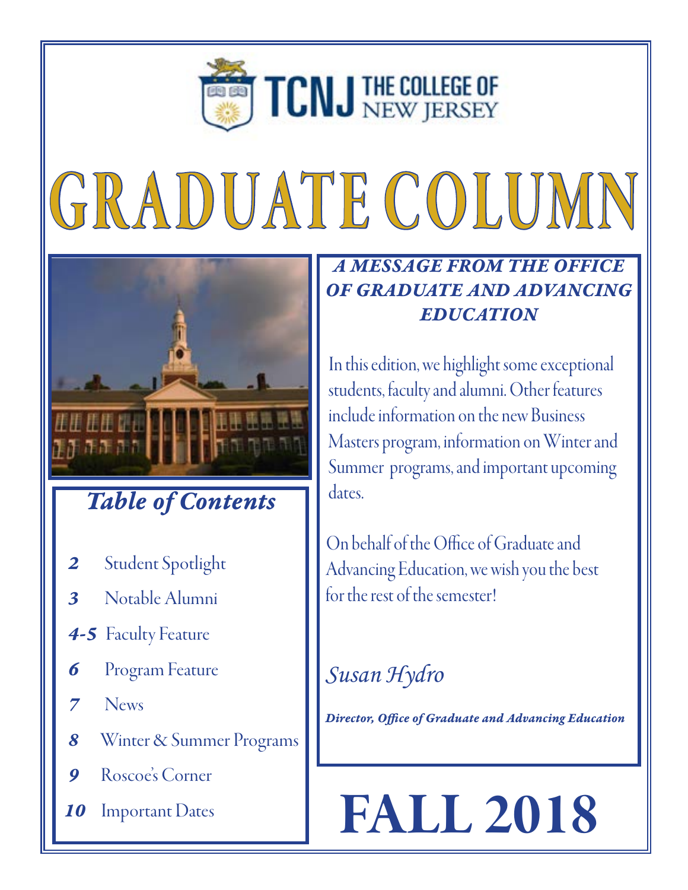TCNJ THE COLLEGE OF NEW JERSEY

# GRADUATE COLUMN

## *Table of Contents*

- **2** Student Spotlight
- **3** Notable Alumni
- **4-5** Faculty Feature
- **6** Program Feature
- **7** News
- **8** Winter & Summer Programs
- **9** Roscoe's Corner
- **10** Important Dates

### *A MESSAGE FROM THE OFFICE OF GRADUATE AND ADVANCING EDUCATION*

In this edition, we highlight some exceptional students, faculty and alumni. Other features include information on the new Business Masters program, information on Winter and Summer programs, and important upcoming dates.

On behalf of the Office of Graduate and Advancing Education, we wish you the best for the rest of the semester!

*Susan Hydro*

***Director, Office of Graduate and Advancing Education***

# FALL 2018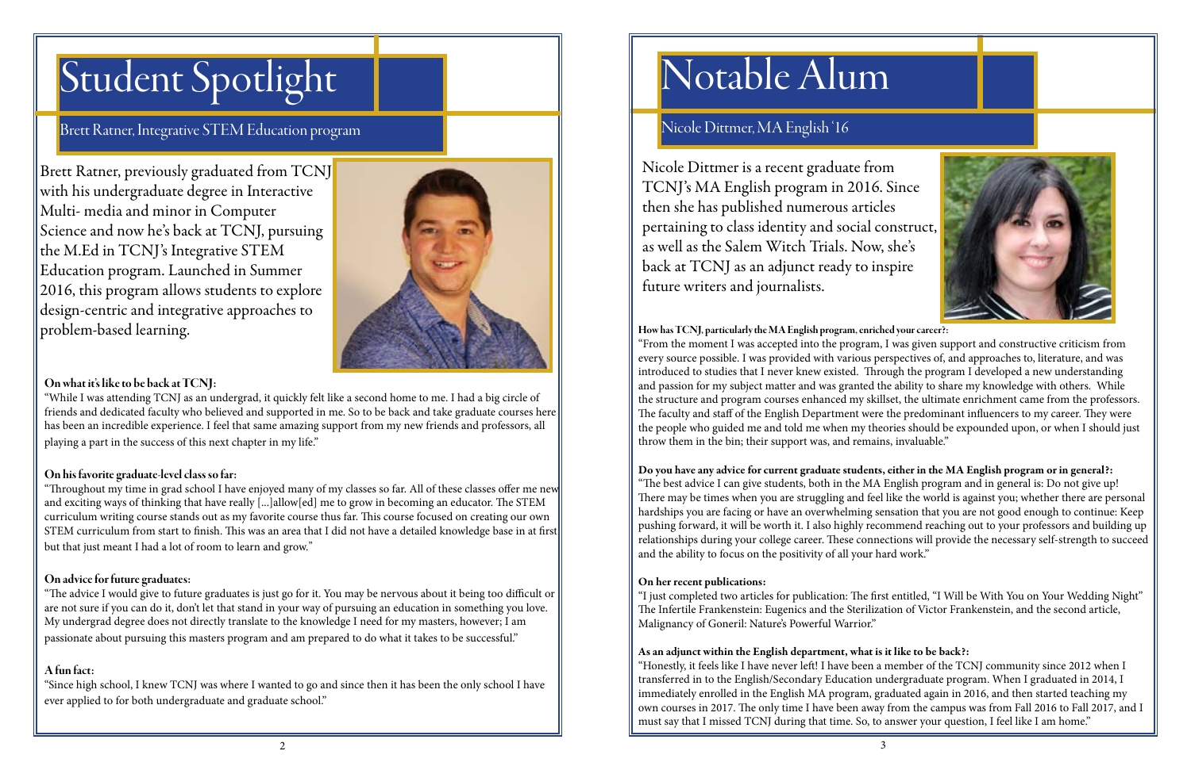# Student Spotlight

## Brett Ratner, Integrative STEM Education program

Brett Ratner, previously graduated from TCNJ with his undergraduate degree in Interactive Multi- media and minor in Computer Science and now he's back at TCNJ, pursuing the M.Ed in TCNJ's Integrative STEM Education program. Launched in Summer 2016, this program allows students to explore design-centric and integrative approaches to problem-based learning.

**On what it's like to be back at TCNJ:**

"While I was attending TCNJ as an undergrad, it quickly felt like a second home to me. I had a big circle of friends and dedicated faculty who believed and supported in me. So to be back and take graduate courses here has been an incredible experience. I feel that same amazing support from my new friends and professors, all playing a part in the success of this next chapter in my life."

**On his favorite graduate-level class so far:**

"Throughout my time in grad school I have enjoyed many of my classes so far. All of these classes offer me new and exciting ways of thinking that have really [...]allow[ed] me to grow in becoming an educator. The STEM curriculum writing course stands out as my favorite course thus far. This course focused on creating our own STEM curriculum from start to finish. This was an area that I did not have a detailed knowledge base in at first but that just meant I had a lot of room to learn and grow."

**On advice for future graduates:**

"The advice I would give to future graduates is just go for it. You may be nervous about it being too difficult or are not sure if you can do it, don't let that stand in your way of pursuing an education in something you love. My undergrad degree does not directly translate to the knowledge I need for my masters, however; I am passionate about pursuing this masters program and am prepared to do what it takes to be successful."

**A fun fact:**

"Since high school, I knew TCNJ was where I wanted to go and since then it has been the only school I have ever applied to for both undergraduate and graduate school."

# Notable Alum

## Nicole Dittmer, MA English '16

Nicole Dittmer is a recent graduate from TCNJ's MA English program in 2016. Since then she has published numerous articles pertaining to class identity and social construct, as well as the Salem Witch Trials. Now, she's back at TCNJ as an adjunct ready to inspire future writers and journalists.

**How has TCNJ, particularly the MA English program, enriched your career?:**

"From the moment I was accepted into the program, I was given support and constructive criticism from every source possible. I was provided with various perspectives of, and approaches to, literature, and was introduced to studies that I never knew existed. Through the program I developed a new understanding and passion for my subject matter and was granted the ability to share my knowledge with others. While the structure and program courses enhanced my skillset, the ultimate enrichment came from the professors. The faculty and staff of the English Department were the predominant influencers to my career. They were the people who guided me and told me when my theories should be expounded upon, or when I should just throw them in the bin; their support was, and remains, invaluable."

**Do you have any advice for current graduate students, either in the MA English program or in general?:**

"The best advice I can give students, both in the MA English program and in general is: Do not give up! There may be times when you are struggling and feel like the world is against you; whether there are personal hardships you are facing or have an overwhelming sensation that you are not good enough to continue: Keep pushing forward, it will be worth it. I also highly recommend reaching out to your professors and building up relationships during your college career. These connections will provide the necessary self-strength to succeed and the ability to focus on the positivity of all your hard work."

**On her recent publications:**

"I just completed two articles for publication: The first entitled, "I Will be With You on Your Wedding Night" The Infertile Frankenstein: Eugenics and the Sterilization of Victor Frankenstein, and the second article, Malignancy of Goneril: Nature's Powerful Warrior."

**As an adjunct within the English department, what is it like to be back?:**

"Honestly, it feels like I have never left! I have been a member of the TCNJ community since 2012 when I transferred in to the English/Secondary Education undergraduate program. When I graduated in 2014, I immediately enrolled in the English MA program, graduated again in 2016, and then started teaching my own courses in 2017. The only time I have been away from the campus was from Fall 2016 to Fall 2017, and I must say that I missed TCNJ during that time. So, to answer your question, I feel like I am home."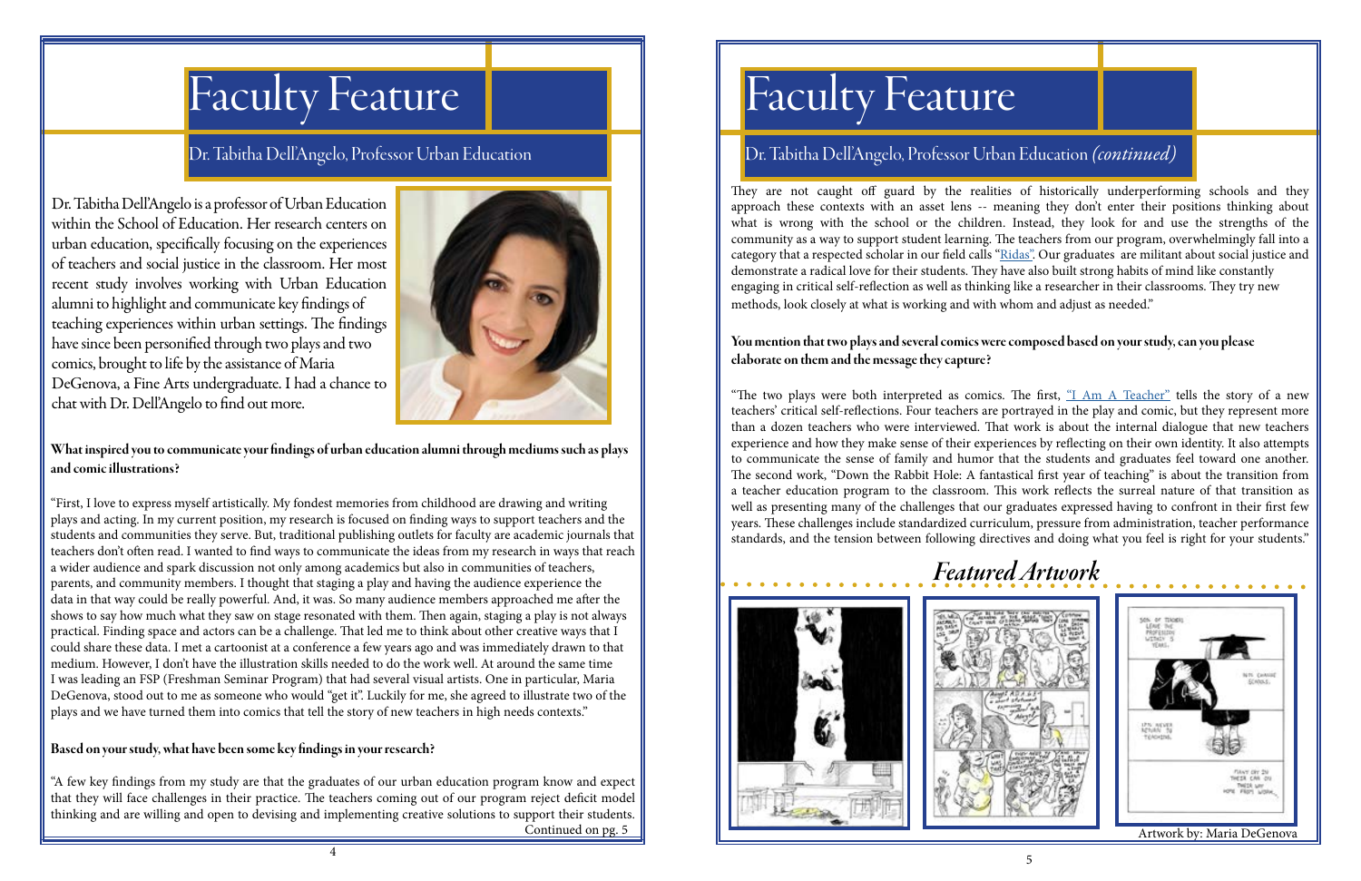# Faculty Feature

## Dr. Tabitha Dell'Angelo, Professor Urban Education

Dr. Tabitha Dell'Angelo is a professor of Urban Education within the School of Education. Her research centers on urban education, specifically focusing on the experiences of teachers and social justice in the classroom. Her most recent study involves working with Urban Education alumni to highlight and communicate key findings of teaching experiences within urban settings. The findings have since been personified through two plays and two comics, brought to life by the assistance of Maria DeGenova, a Fine Arts undergraduate. I had a chance to chat with Dr. Dell'Angelo to find out more.

**What inspired you to communicate your findings of urban education alumni through mediums such as plays and comic illustrations?**

"First, I love to express myself artistically. My fondest memories from childhood are drawing and writing plays and acting. In my current position, my research is focused on finding ways to support teachers and the students and communities they serve. But, traditional publishing outlets for faculty are academic journals that teachers don't often read. I wanted to find ways to communicate the ideas from my research in ways that reach a wider audience and spark discussion not only among academics but also in communities of teachers, parents, and community members. I thought that staging a play and having the audience experience the data in that way could be really powerful. And, it was. So many audience members approached me after the shows to say how much what they saw on stage resonated with them. Then again, staging a play is not always practical. Finding space and actors can be a challenge. That led me to think about other creative ways that I could share these data. I met a cartoonist at a conference a few years ago and was immediately drawn to that medium. However, I don't have the illustration skills needed to do the work well. At around the same time I was leading an FSP (Freshman Seminar Program) that had several visual artists. One in particular, Maria DeGenova, stood out to me as someone who would "get it". Luckily for me, she agreed to illustrate two of the plays and we have turned them into comics that tell the story of new teachers in high needs contexts."

**Based on your study, what have been some key findings in your research?**

"A few key findings from my study are that the graduates of our urban education program know and expect that they will face challenges in their practice. The teachers coming out of our program reject deficit model thinking and are willing and open to devising and implementing creative solutions to support their students.

Continued on pg. 5

# Faculty Feature

## Dr. Tabitha Dell'Angelo, Professor Urban Education *(continued)*

They are not caught off guard by the realities of historically underperforming schools and they approach these contexts with an asset lens -- meaning they don't enter their positions thinking about what is wrong with the school or the children. Instead, they look for and use the strengths of the community as a way to support student learning. The teachers from our program, overwhelmingly fall into a category that a respected scholar in our field calls "Ridas". Our graduates are militant about social justice and demonstrate a radical love for their students. They have also built strong habits of mind like constantly engaging in critical self-reflection as well as thinking like a researcher in their classrooms. They try new methods, look closely at what is working and with whom and adjust as needed."

**You mention that two plays and several comics were composed based on your study, can you please elaborate on them and the message they capture?**

"The two plays were both interpreted as comics. The first, "I Am A Teacher" tells the story of a new teachers' critical self-reflections. Four teachers are portrayed in the play and comic, but they represent more than a dozen teachers who were interviewed. That work is about the internal dialogue that new teachers experience and how they make sense of their experiences by reflecting on their own identity. It also attempts to communicate the sense of family and humor that the students and graduates feel toward one another. The second work, "Down the Rabbit Hole: A fantastical first year of teaching" is about the transition from a teacher education program to the classroom. This work reflects the surreal nature of that transition as well as presenting many of the challenges that our graduates expressed having to confront in their first few years. These challenges include standardized curriculum, pressure from administration, teacher performance standards, and the tension between following directives and doing what you feel is right for your students."

## *Featured Artwork*

Artwork by: Maria DeGenova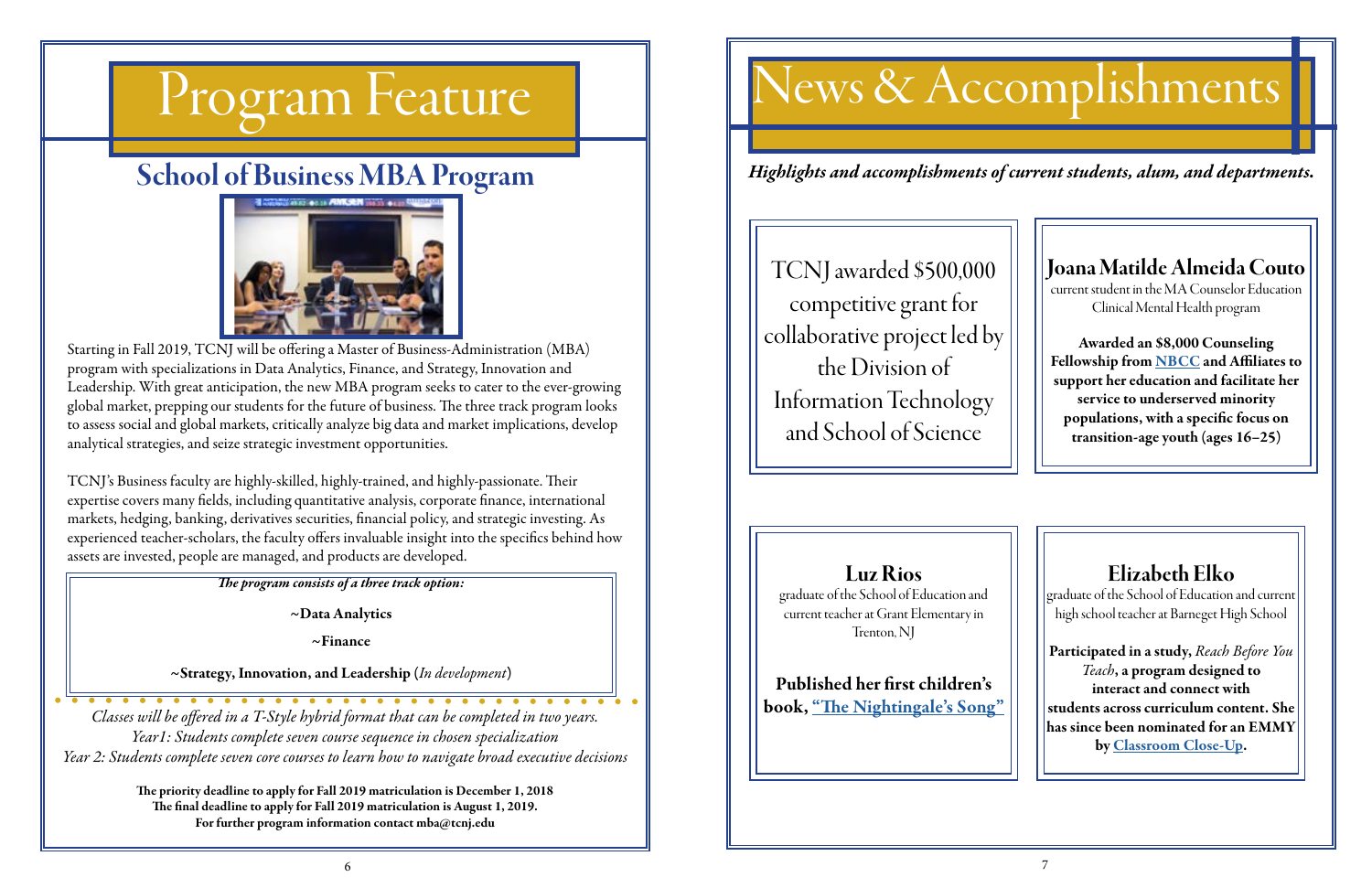# Program Feature

## School of Business MBA Program

Starting in Fall 2019, TCNJ will be offering a Master of Business-Administration (MBA) program with specializations in Data Analytics, Finance, and Strategy, Innovation and Leadership. With great anticipation, the new MBA program seeks to cater to the ever-growing global market, prepping our students for the future of business. The three track program looks to assess social and global markets, critically analyze big data and market implications, develop analytical strategies, and seize strategic investment opportunities.

TCNJ's Business faculty are highly-skilled, highly-trained, and highly-passionate. Their expertise covers many fields, including quantitative analysis, corporate finance, international markets, hedging, banking, derivatives securities, financial policy, and strategic investing. As experienced teacher-scholars, the faculty offers invaluable insight into the specifics behind how assets are invested, people are managed, and products are developed.

***The program consists of a three track option:***

**~Data Analytics**

**~Finance**

**~Strategy, Innovation, and Leadership** (*In development*)

*Classes will be offered in a T-Style hybrid format that can be completed in two years.*
*Year1: Students complete seven course sequence in chosen specialization*
*Year 2: Students complete seven core courses to learn how to navigate broad executive decisions*

**The priority deadline to apply for Fall 2019 matriculation is December 1, 2018**
**The final deadline to apply for Fall 2019 matriculation is August 1, 2019.**
**For further program information contact mba@tcnj.edu**

# News & Accomplishments

*Highlights and accomplishments of current students, alum, and departments.*

TCNJ awarded $500,000 competitive grant for collaborative project led by the Division of Information Technology and School of Science

### Joana Matilde Almeida Couto

current student in the MA Counselor Education Clinical Mental Health program

**Awarded an $8,000 Counseling Fellowship from NBCC and Affiliates to support her education and facilitate her service to underserved minority populations, with a specific focus on transition-age youth (ages 16–25)**

### Luz Rios

graduate of the School of Education and current teacher at Grant Elementary in Trenton, NJ

**Published her first children's book, "The Nightingale's Song"**

### Elizabeth Elko

graduate of the School of Education and current high school teacher at Barnegat High School

**Participated in a study, *Reach Before You Teach*, a program designed to interact and connect with students across curriculum content. She has since been nominated for an EMMY by Classroom Close-Up.**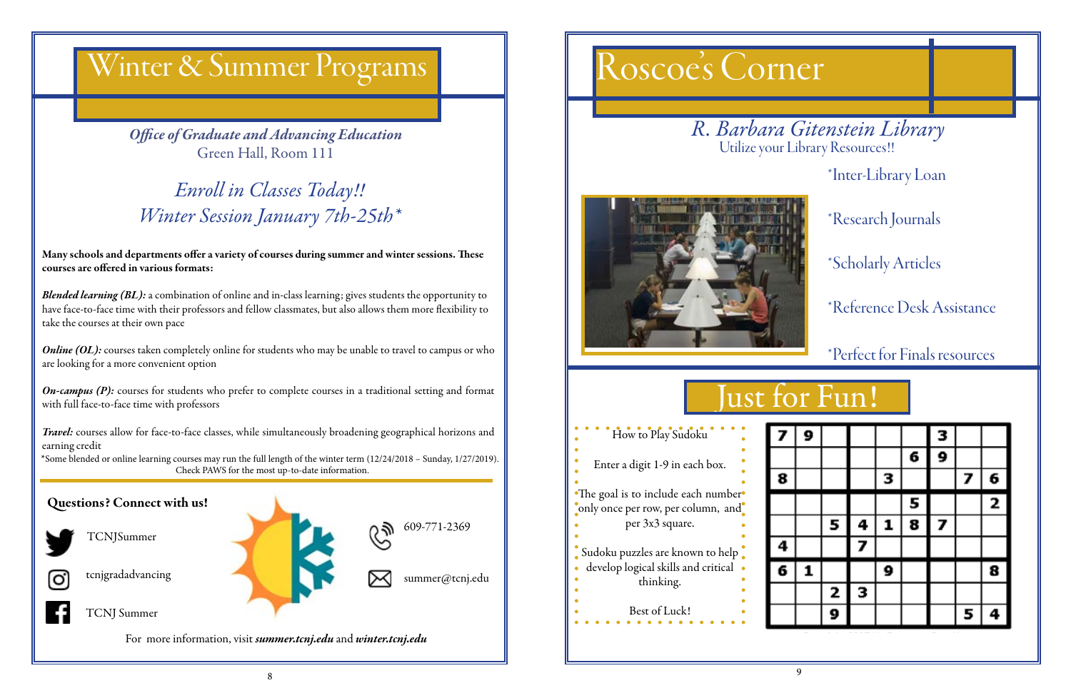# Winter & Summer Programs

***Office of Graduate and Advancing Education***
Green Hall, Room 111

## *Enroll in Classes Today!!*
## *Winter Session January 7th-25th\**

**Many schools and departments offer a variety of courses during summer and winter sessions. These courses are offered in various formats:**

***Blended learning (BL):*** a combination of online and in-class learning; gives students the opportunity to have face-to-face time with their professors and fellow classmates, but also allows them more flexibility to take the courses at their own pace

***Online (OL):*** courses taken completely online for students who may be unable to travel to campus or who are looking for a more convenient option

***On-campus (P):*** courses for students who prefer to complete courses in a traditional setting and format with full face-to-face time with professors

***Travel:*** courses allow for face-to-face classes, while simultaneously broadening geographical horizons and earning credit

\*Some blended or online learning courses may run the full length of the winter term (12/24/2018 – Sunday, 1/27/2019). Check PAWS for the most up-to-date information.

### Questions? Connect with us!

- TCNJSummer
- tcnjgradadvancing
- TCNJ Summer
- 609-771-2369
- summer@tcnj.edu

For more information, visit ***summer.tcnj.edu*** and ***winter.tcnj.edu***

# Roscoe's Corner

## *R. Barbara Gitenstein Library*
Utilize your Library Resources!!

- \*Inter-Library Loan
- \*Research Journals
- \*Scholarly Articles
- \*Reference Desk Assistance
- \*Perfect for Finals resources

# Just for Fun!

How to Play Sudoku

Enter a digit 1-9 in each box.

The goal is to include each number only once per row, per column, and per 3x3 square.

Sudoku puzzles are known to help develop logical skills and critical thinking.

Best of Luck!

| | | | | | | | | |
|---|---|---|---|---|---|---|---|---|
| 7 | 9 | | | | | 3 | | |
| | | | | | 6 | 9 | | |
| 8 | | | | 3 | | | 7 | 6 |
| | | | | | 5 | | | 2 |
| | | 5 | 4 | 1 | 8 | 7 | | |
| 4 | | | 7 | | | | | |
| 6 | 1 | | | 9 | | | | 8 |
| | | 2 | 3 | | | | | |
| | | 9 | | | | | 5 | 4 |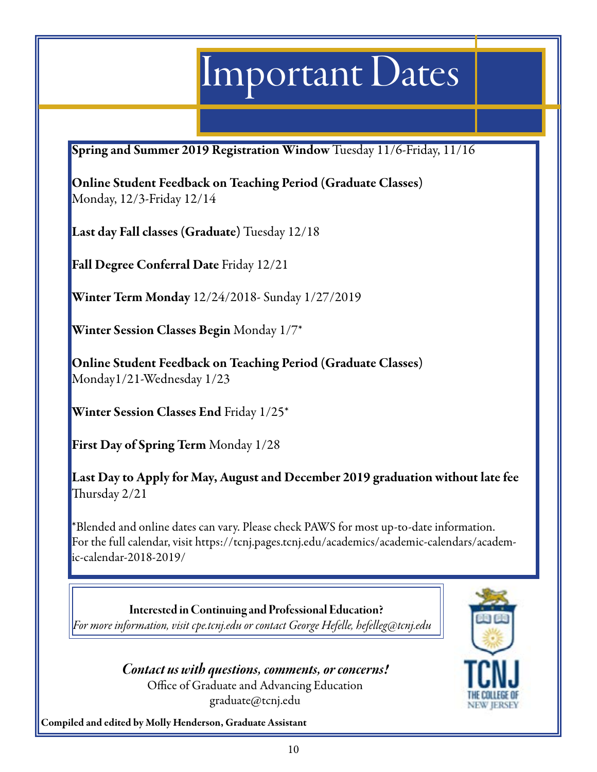# Important Dates

**Spring and Summer 2019 Registration Window** Tuesday 11/6-Friday, 11/16

**Online Student Feedback on Teaching Period (Graduate Classes)**
Monday, 12/3-Friday 12/14

**Last day Fall classes (Graduate)** Tuesday 12/18

**Fall Degree Conferral Date** Friday 12/21

**Winter Term Monday** 12/24/2018- Sunday 1/27/2019

**Winter Session Classes Begin** Monday 1/7*

**Online Student Feedback on Teaching Period (Graduate Classes)**
Monday1/21-Wednesday 1/23

**Winter Session Classes End** Friday 1/25*

**First Day of Spring Term** Monday 1/28

**Last Day to Apply for May, August and December 2019 graduation without late fee**
Thursday 2/21

*Blended and online dates can vary. Please check PAWS for most up-to-date information.
For the full calendar, visit https://tcnj.pages.tcnj.edu/academics/academic-calendars/academic-calendar-2018-2019/

**Interested in Continuing and Professional Education?**
*For more information, visit cpe.tcnj.edu or contact George Hefelle, hefelleg@tcnj.edu*

***Contact us with questions, comments, or concerns!***
Office of Graduate and Advancing Education
graduate@tcnj.edu

TCNJ
THE COLLEGE OF NEW JERSEY

**Compiled and edited by Molly Henderson, Graduate Assistant**